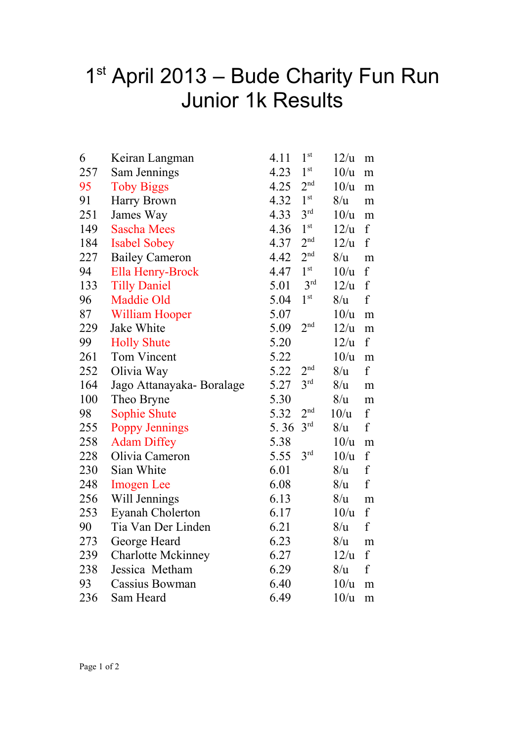# 1st April 2013 – Bude Charity Fun Run
# Junior 1k Results

| | | | | | |
|---|---|---|---|---|---|
| 6 | Keiran Langman | 4.11 | 1st | 12/u | m |
| 257 | Sam Jennings | 4.23 | 1st | 10/u | m |
| 95 | Toby Biggs | 4.25 | 2nd | 10/u | m |
| 91 | Harry Brown | 4.32 | 1st | 8/u | m |
| 251 | James Way | 4.33 | 3rd | 10/u | m |
| 149 | Sascha Mees | 4.36 | 1st | 12/u | f |
| 184 | Isabel Sobey | 4.37 | 2nd | 12/u | f |
| 227 | Bailey Cameron | 4.42 | 2nd | 8/u | m |
| 94 | Ella Henry-Brock | 4.47 | 1st | 10/u | f |
| 133 | Tilly Daniel | 5.01 | 3rd | 12/u | f |
| 96 | Maddie Old | 5.04 | 1st | 8/u | f |
| 87 | William Hooper | 5.07 | | 10/u | m |
| 229 | Jake White | 5.09 | 2nd | 12/u | m |
| 99 | Holly Shute | 5.20 | | 12/u | f |
| 261 | Tom Vincent | 5.22 | | 10/u | m |
| 252 | Olivia Way | 5.22 | 2nd | 8/u | f |
| 164 | Jago Attanayaka- Boralage | 5.27 | 3rd | 8/u | m |
| 100 | Theo Bryne | 5.30 | | 8/u | m |
| 98 | Sophie Shute | 5.32 | 2nd | 10/u | f |
| 255 | Poppy Jennings | 5. 36 | 3rd | 8/u | f |
| 258 | Adam Diffey | 5.38 | | 10/u | m |
| 228 | Olivia Cameron | 5.55 | 3rd | 10/u | f |
| 230 | Sian White | 6.01 | | 8/u | f |
| 248 | Imogen Lee | 6.08 | | 8/u | f |
| 256 | Will Jennings | 6.13 | | 8/u | m |
| 253 | Eyanah Cholerton | 6.17 | | 10/u | f |
| 90 | Tia Van Der Linden | 6.21 | | 8/u | f |
| 273 | George Heard | 6.23 | | 8/u | m |
| 239 | Charlotte Mckinney | 6.27 | | 12/u | f |
| 238 | Jessica Metham | 6.29 | | 8/u | f |
| 93 | Cassius Bowman | 6.40 | | 10/u | m |
| 236 | Sam Heard | 6.49 | | 10/u | m |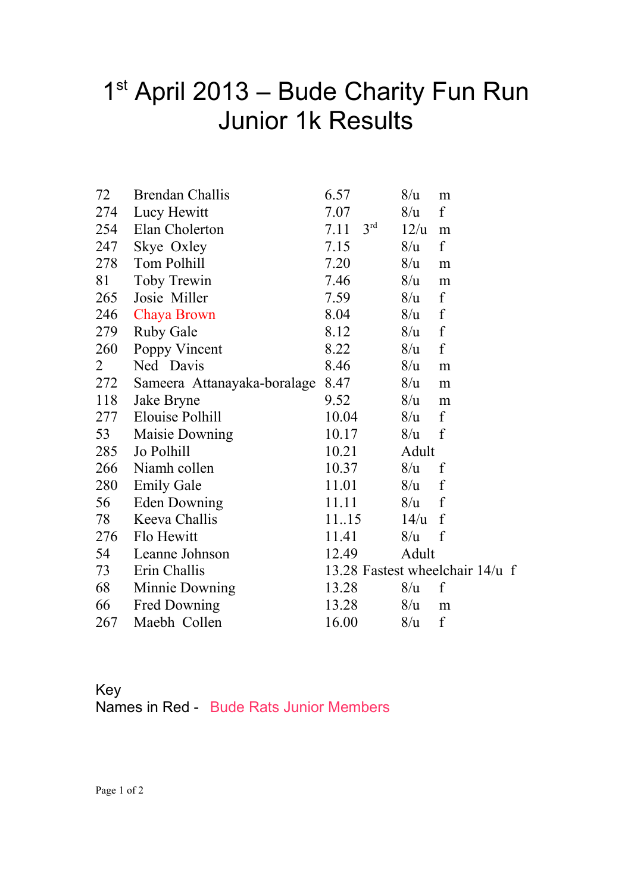# 1st April 2013 – Bude Charity Fun Run Junior 1k Results

| | | | | | |
|---|---|---|---|---|---|
| 72 | Brendan Challis | 6.57 | | 8/u | m |
| 274 | Lucy Hewitt | 7.07 | | 8/u | f |
| 254 | Elan Cholerton | 7.11 | 3rd | 12/u | m |
| 247 | Skye Oxley | 7.15 | | 8/u | f |
| 278 | Tom Polhill | 7.20 | | 8/u | m |
| 81 | Toby Trewin | 7.46 | | 8/u | m |
| 265 | Josie Miller | 7.59 | | 8/u | f |
| 246 | Chaya Brown | 8.04 | | 8/u | f |
| 279 | Ruby Gale | 8.12 | | 8/u | f |
| 260 | Poppy Vincent | 8.22 | | 8/u | f |
| 2 | Ned Davis | 8.46 | | 8/u | m |
| 272 | Sameera Attanayaka-boralage | 8.47 | | 8/u | m |
| 118 | Jake Bryne | 9.52 | | 8/u | m |
| 277 | Elouise Polhill | 10.04 | | 8/u | f |
| 53 | Maisie Downing | 10.17 | | 8/u | f |
| 285 | Jo Polhill | 10.21 | | Adult | |
| 266 | Niamh collen | 10.37 | | 8/u | f |
| 280 | Emily Gale | 11.01 | | 8/u | f |
| 56 | Eden Downing | 11.11 | | 8/u | f |
| 78 | Keeva Challis | 11..15 | | 14/u | f |
| 276 | Flo Hewitt | 11.41 | | 8/u | f |
| 54 | Leanne Johnson | 12.49 | | Adult | |
| 73 | Erin Challis | 13.28 | Fastest wheelchair | 14/u | f |
| 68 | Minnie Downing | 13.28 | | 8/u | f |
| 66 | Fred Downing | 13.28 | | 8/u | m |
| 267 | Maebh Collen | 16.00 | | 8/u | f |

Key

Names in Red - Bude Rats Junior Members